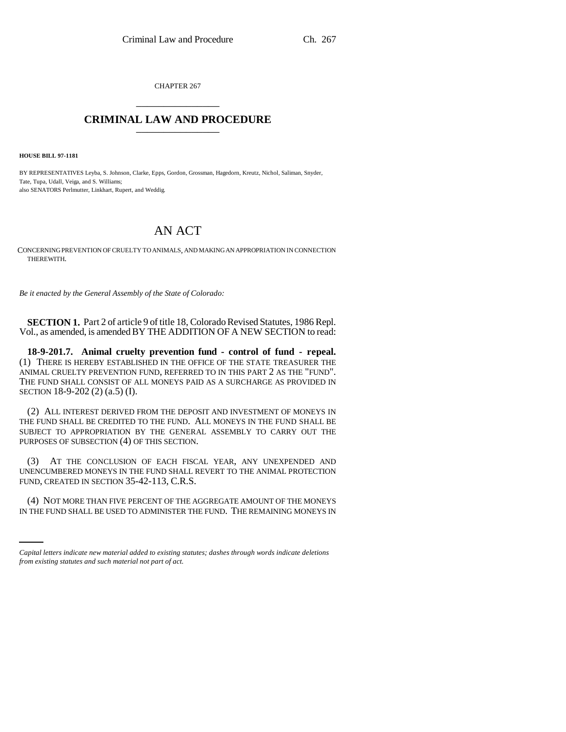CHAPTER 267

# CRIMINAL LAW AND PROCEDURE

**HOUSE BILL 97-1181**

BY REPRESENTATIVES Leyba, S. Johnson, Clarke, Epps, Gordon, Grossman, Hagedorn, Kreutz, Nichol, Saliman, Snyder, Tate, Tupa, Udall, Veiga, and S. Williams;
also SENATORS Perlmutter, Linkhart, Rupert, and Weddig.

# AN ACT

CONCERNING PREVENTION OF CRUELTY TO ANIMALS, AND MAKING AN APPROPRIATION IN CONNECTION THEREWITH.

*Be it enacted by the General Assembly of the State of Colorado:*

**SECTION 1.** Part 2 of article 9 of title 18, Colorado Revised Statutes, 1986 Repl. Vol., as amended, is amended BY THE ADDITION OF A NEW SECTION to read:

**18-9-201.7. Animal cruelty prevention fund - control of fund - repeal.** (1) THERE IS HEREBY ESTABLISHED IN THE OFFICE OF THE STATE TREASURER THE ANIMAL CRUELTY PREVENTION FUND, REFERRED TO IN THIS PART 2 AS THE "FUND". THE FUND SHALL CONSIST OF ALL MONEYS PAID AS A SURCHARGE AS PROVIDED IN SECTION 18-9-202 (2) (a.5) (I).

(2) ALL INTEREST DERIVED FROM THE DEPOSIT AND INVESTMENT OF MONEYS IN THE FUND SHALL BE CREDITED TO THE FUND. ALL MONEYS IN THE FUND SHALL BE SUBJECT TO APPROPRIATION BY THE GENERAL ASSEMBLY TO CARRY OUT THE PURPOSES OF SUBSECTION (4) OF THIS SECTION.

(3) AT THE CONCLUSION OF EACH FISCAL YEAR, ANY UNEXPENDED AND UNENCUMBERED MONEYS IN THE FUND SHALL REVERT TO THE ANIMAL PROTECTION FUND, CREATED IN SECTION 35-42-113, C.R.S.

(4) NOT MORE THAN FIVE PERCENT OF THE AGGREGATE AMOUNT OF THE MONEYS IN THE FUND SHALL BE USED TO ADMINISTER THE FUND. THE REMAINING MONEYS IN

*Capital letters indicate new material added to existing statutes; dashes through words indicate deletions from existing statutes and such material not part of act.*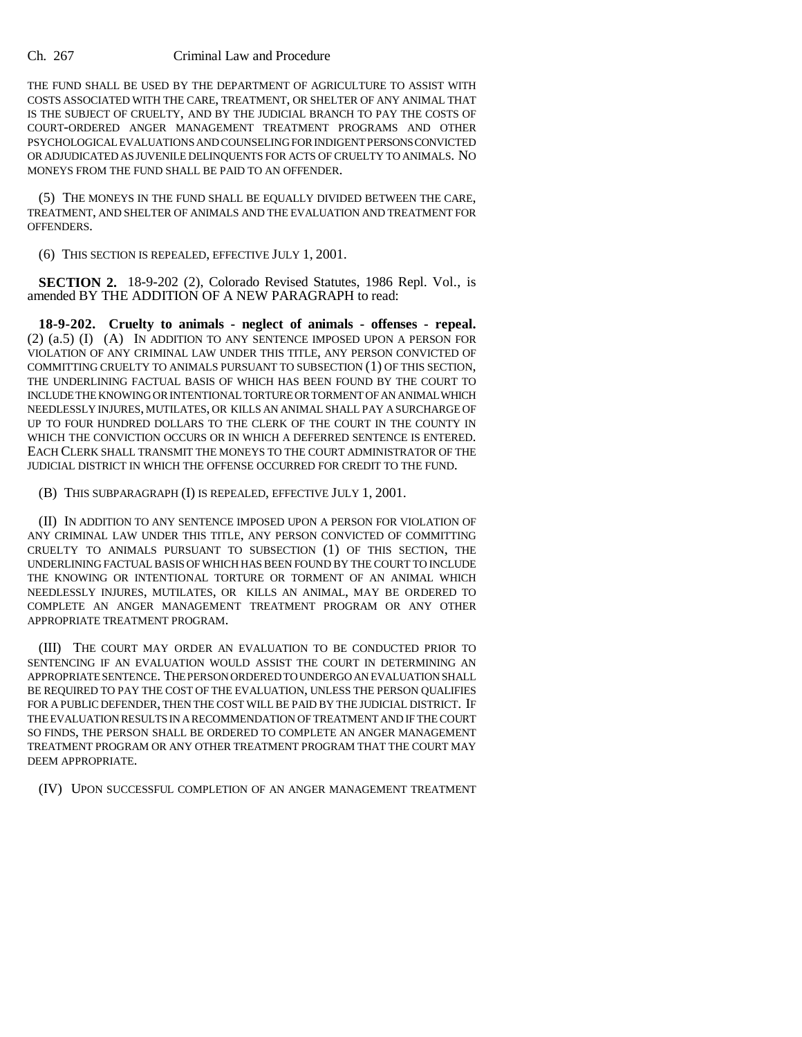THE FUND SHALL BE USED BY THE DEPARTMENT OF AGRICULTURE TO ASSIST WITH COSTS ASSOCIATED WITH THE CARE, TREATMENT, OR SHELTER OF ANY ANIMAL THAT IS THE SUBJECT OF CRUELTY, AND BY THE JUDICIAL BRANCH TO PAY THE COSTS OF COURT-ORDERED ANGER MANAGEMENT TREATMENT PROGRAMS AND OTHER PSYCHOLOGICAL EVALUATIONS AND COUNSELING FOR INDIGENT PERSONS CONVICTED OR ADJUDICATED AS JUVENILE DELINQUENTS FOR ACTS OF CRUELTY TO ANIMALS. NO MONEYS FROM THE FUND SHALL BE PAID TO AN OFFENDER.

(5) THE MONEYS IN THE FUND SHALL BE EQUALLY DIVIDED BETWEEN THE CARE, TREATMENT, AND SHELTER OF ANIMALS AND THE EVALUATION AND TREATMENT FOR OFFENDERS.

(6) THIS SECTION IS REPEALED, EFFECTIVE JULY 1, 2001.

**SECTION 2.** 18-9-202 (2), Colorado Revised Statutes, 1986 Repl. Vol., is amended BY THE ADDITION OF A NEW PARAGRAPH to read:

**18-9-202. Cruelty to animals - neglect of animals - offenses - repeal.** (2) (a.5) (I) (A) IN ADDITION TO ANY SENTENCE IMPOSED UPON A PERSON FOR VIOLATION OF ANY CRIMINAL LAW UNDER THIS TITLE, ANY PERSON CONVICTED OF COMMITTING CRUELTY TO ANIMALS PURSUANT TO SUBSECTION (1) OF THIS SECTION, THE UNDERLINING FACTUAL BASIS OF WHICH HAS BEEN FOUND BY THE COURT TO INCLUDE THE KNOWING OR INTENTIONAL TORTURE OR TORMENT OF AN ANIMAL WHICH NEEDLESSLY INJURES, MUTILATES, OR KILLS AN ANIMAL SHALL PAY A SURCHARGE OF UP TO FOUR HUNDRED DOLLARS TO THE CLERK OF THE COURT IN THE COUNTY IN WHICH THE CONVICTION OCCURS OR IN WHICH A DEFERRED SENTENCE IS ENTERED. EACH CLERK SHALL TRANSMIT THE MONEYS TO THE COURT ADMINISTRATOR OF THE JUDICIAL DISTRICT IN WHICH THE OFFENSE OCCURRED FOR CREDIT TO THE FUND.

(B) THIS SUBPARAGRAPH (I) IS REPEALED, EFFECTIVE JULY 1, 2001.

(II) IN ADDITION TO ANY SENTENCE IMPOSED UPON A PERSON FOR VIOLATION OF ANY CRIMINAL LAW UNDER THIS TITLE, ANY PERSON CONVICTED OF COMMITTING CRUELTY TO ANIMALS PURSUANT TO SUBSECTION (1) OF THIS SECTION, THE UNDERLINING FACTUAL BASIS OF WHICH HAS BEEN FOUND BY THE COURT TO INCLUDE THE KNOWING OR INTENTIONAL TORTURE OR TORMENT OF AN ANIMAL WHICH NEEDLESSLY INJURES, MUTILATES, OR KILLS AN ANIMAL, MAY BE ORDERED TO COMPLETE AN ANGER MANAGEMENT TREATMENT PROGRAM OR ANY OTHER APPROPRIATE TREATMENT PROGRAM.

(III) THE COURT MAY ORDER AN EVALUATION TO BE CONDUCTED PRIOR TO SENTENCING IF AN EVALUATION WOULD ASSIST THE COURT IN DETERMINING AN APPROPRIATE SENTENCE. THE PERSON ORDERED TO UNDERGO AN EVALUATION SHALL BE REQUIRED TO PAY THE COST OF THE EVALUATION, UNLESS THE PERSON QUALIFIES FOR A PUBLIC DEFENDER, THEN THE COST WILL BE PAID BY THE JUDICIAL DISTRICT. IF THE EVALUATION RESULTS IN A RECOMMENDATION OF TREATMENT AND IF THE COURT SO FINDS, THE PERSON SHALL BE ORDERED TO COMPLETE AN ANGER MANAGEMENT TREATMENT PROGRAM OR ANY OTHER TREATMENT PROGRAM THAT THE COURT MAY DEEM APPROPRIATE.

(IV) UPON SUCCESSFUL COMPLETION OF AN ANGER MANAGEMENT TREATMENT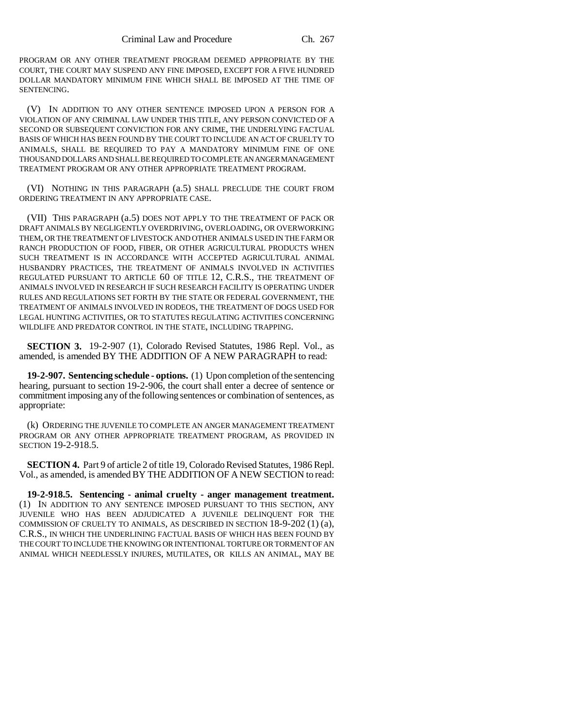PROGRAM OR ANY OTHER TREATMENT PROGRAM DEEMED APPROPRIATE BY THE COURT, THE COURT MAY SUSPEND ANY FINE IMPOSED, EXCEPT FOR A FIVE HUNDRED DOLLAR MANDATORY MINIMUM FINE WHICH SHALL BE IMPOSED AT THE TIME OF SENTENCING.

(V) IN ADDITION TO ANY OTHER SENTENCE IMPOSED UPON A PERSON FOR A VIOLATION OF ANY CRIMINAL LAW UNDER THIS TITLE, ANY PERSON CONVICTED OF A SECOND OR SUBSEQUENT CONVICTION FOR ANY CRIME, THE UNDERLYING FACTUAL BASIS OF WHICH HAS BEEN FOUND BY THE COURT TO INCLUDE AN ACT OF CRUELTY TO ANIMALS, SHALL BE REQUIRED TO PAY A MANDATORY MINIMUM FINE OF ONE THOUSAND DOLLARS AND SHALL BE REQUIRED TO COMPLETE AN ANGER MANAGEMENT TREATMENT PROGRAM OR ANY OTHER APPROPRIATE TREATMENT PROGRAM.

(VI) NOTHING IN THIS PARAGRAPH (a.5) SHALL PRECLUDE THE COURT FROM ORDERING TREATMENT IN ANY APPROPRIATE CASE.

(VII) THIS PARAGRAPH (a.5) DOES NOT APPLY TO THE TREATMENT OF PACK OR DRAFT ANIMALS BY NEGLIGENTLY OVERDRIVING, OVERLOADING, OR OVERWORKING THEM, OR THE TREATMENT OF LIVESTOCK AND OTHER ANIMALS USED IN THE FARM OR RANCH PRODUCTION OF FOOD, FIBER, OR OTHER AGRICULTURAL PRODUCTS WHEN SUCH TREATMENT IS IN ACCORDANCE WITH ACCEPTED AGRICULTURAL ANIMAL HUSBANDRY PRACTICES, THE TREATMENT OF ANIMALS INVOLVED IN ACTIVITIES REGULATED PURSUANT TO ARTICLE 60 OF TITLE 12, C.R.S., THE TREATMENT OF ANIMALS INVOLVED IN RESEARCH IF SUCH RESEARCH FACILITY IS OPERATING UNDER RULES AND REGULATIONS SET FORTH BY THE STATE OR FEDERAL GOVERNMENT, THE TREATMENT OF ANIMALS INVOLVED IN RODEOS, THE TREATMENT OF DOGS USED FOR LEGAL HUNTING ACTIVITIES, OR TO STATUTES REGULATING ACTIVITIES CONCERNING WILDLIFE AND PREDATOR CONTROL IN THE STATE, INCLUDING TRAPPING.

**SECTION 3.** 19-2-907 (1), Colorado Revised Statutes, 1986 Repl. Vol., as amended, is amended BY THE ADDITION OF A NEW PARAGRAPH to read:

**19-2-907. Sentencing schedule - options.** (1) Upon completion of the sentencing hearing, pursuant to section 19-2-906, the court shall enter a decree of sentence or commitment imposing any of the following sentences or combination of sentences, as appropriate:

(k) ORDERING THE JUVENILE TO COMPLETE AN ANGER MANAGEMENT TREATMENT PROGRAM OR ANY OTHER APPROPRIATE TREATMENT PROGRAM, AS PROVIDED IN SECTION 19-2-918.5.

**SECTION 4.** Part 9 of article 2 of title 19, Colorado Revised Statutes, 1986 Repl. Vol., as amended, is amended BY THE ADDITION OF A NEW SECTION to read:

**19-2-918.5. Sentencing - animal cruelty - anger management treatment.** (1) IN ADDITION TO ANY SENTENCE IMPOSED PURSUANT TO THIS SECTION, ANY JUVENILE WHO HAS BEEN ADJUDICATED A JUVENILE DELINQUENT FOR THE COMMISSION OF CRUELTY TO ANIMALS, AS DESCRIBED IN SECTION 18-9-202 (1) (a), C.R.S., IN WHICH THE UNDERLINING FACTUAL BASIS OF WHICH HAS BEEN FOUND BY THE COURT TO INCLUDE THE KNOWING OR INTENTIONAL TORTURE OR TORMENT OF AN ANIMAL WHICH NEEDLESSLY INJURES, MUTILATES, OR KILLS AN ANIMAL, MAY BE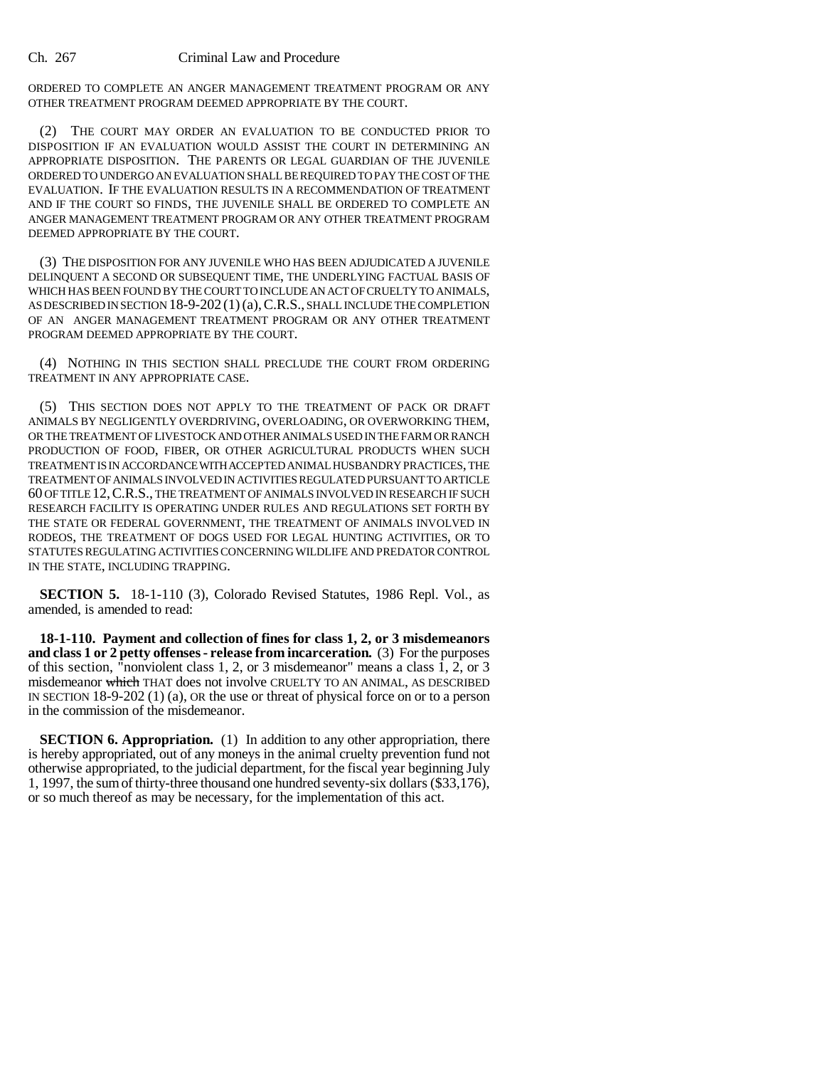ORDERED TO COMPLETE AN ANGER MANAGEMENT TREATMENT PROGRAM OR ANY OTHER TREATMENT PROGRAM DEEMED APPROPRIATE BY THE COURT.

(2) THE COURT MAY ORDER AN EVALUATION TO BE CONDUCTED PRIOR TO DISPOSITION IF AN EVALUATION WOULD ASSIST THE COURT IN DETERMINING AN APPROPRIATE DISPOSITION. THE PARENTS OR LEGAL GUARDIAN OF THE JUVENILE ORDERED TO UNDERGO AN EVALUATION SHALL BE REQUIRED TO PAY THE COST OF THE EVALUATION. IF THE EVALUATION RESULTS IN A RECOMMENDATION OF TREATMENT AND IF THE COURT SO FINDS, THE JUVENILE SHALL BE ORDERED TO COMPLETE AN ANGER MANAGEMENT TREATMENT PROGRAM OR ANY OTHER TREATMENT PROGRAM DEEMED APPROPRIATE BY THE COURT.

(3) THE DISPOSITION FOR ANY JUVENILE WHO HAS BEEN ADJUDICATED A JUVENILE DELINQUENT A SECOND OR SUBSEQUENT TIME, THE UNDERLYING FACTUAL BASIS OF WHICH HAS BEEN FOUND BY THE COURT TO INCLUDE AN ACT OF CRUELTY TO ANIMALS, AS DESCRIBED IN SECTION 18-9-202 (1) (a), C.R.S., SHALL INCLUDE THE COMPLETION OF AN ANGER MANAGEMENT TREATMENT PROGRAM OR ANY OTHER TREATMENT PROGRAM DEEMED APPROPRIATE BY THE COURT.

(4) NOTHING IN THIS SECTION SHALL PRECLUDE THE COURT FROM ORDERING TREATMENT IN ANY APPROPRIATE CASE.

(5) THIS SECTION DOES NOT APPLY TO THE TREATMENT OF PACK OR DRAFT ANIMALS BY NEGLIGENTLY OVERDRIVING, OVERLOADING, OR OVERWORKING THEM, OR THE TREATMENT OF LIVESTOCK AND OTHER ANIMALS USED IN THE FARM OR RANCH PRODUCTION OF FOOD, FIBER, OR OTHER AGRICULTURAL PRODUCTS WHEN SUCH TREATMENT IS IN ACCORDANCE WITH ACCEPTED ANIMAL HUSBANDRY PRACTICES, THE TREATMENT OF ANIMALS INVOLVED IN ACTIVITIES REGULATED PURSUANT TO ARTICLE 60 OF TITLE 12, C.R.S., THE TREATMENT OF ANIMALS INVOLVED IN RESEARCH IF SUCH RESEARCH FACILITY IS OPERATING UNDER RULES AND REGULATIONS SET FORTH BY THE STATE OR FEDERAL GOVERNMENT, THE TREATMENT OF ANIMALS INVOLVED IN RODEOS, THE TREATMENT OF DOGS USED FOR LEGAL HUNTING ACTIVITIES, OR TO STATUTES REGULATING ACTIVITIES CONCERNING WILDLIFE AND PREDATOR CONTROL IN THE STATE, INCLUDING TRAPPING.

**SECTION 5.** 18-1-110 (3), Colorado Revised Statutes, 1986 Repl. Vol., as amended, is amended to read:

**18-1-110. Payment and collection of fines for class 1, 2, or 3 misdemeanors and class 1 or 2 petty offenses - release from incarceration.** (3) For the purposes of this section, "nonviolent class 1, 2, or 3 misdemeanor" means a class 1, 2, or 3 misdemeanor ~~which~~ THAT does not involve CRUELTY TO AN ANIMAL, AS DESCRIBED IN SECTION 18-9-202 (1) (a), OR the use or threat of physical force on or to a person in the commission of the misdemeanor.

**SECTION 6. Appropriation.** (1) In addition to any other appropriation, there is hereby appropriated, out of any moneys in the animal cruelty prevention fund not otherwise appropriated, to the judicial department, for the fiscal year beginning July 1, 1997, the sum of thirty-three thousand one hundred seventy-six dollars ($33,176), or so much thereof as may be necessary, for the implementation of this act.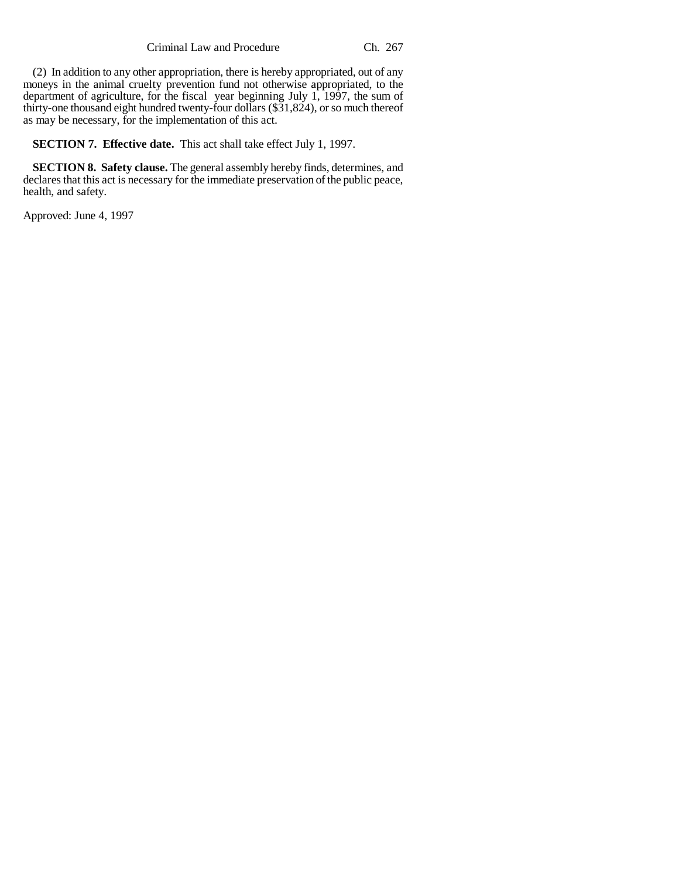(2) In addition to any other appropriation, there is hereby appropriated, out of any moneys in the animal cruelty prevention fund not otherwise appropriated, to the department of agriculture, for the fiscal year beginning July 1, 1997, the sum of thirty-one thousand eight hundred twenty-four dollars ($31,824), or so much thereof as may be necessary, for the implementation of this act.

**SECTION 7. Effective date.** This act shall take effect July 1, 1997.

**SECTION 8. Safety clause.** The general assembly hereby finds, determines, and declares that this act is necessary for the immediate preservation of the public peace, health, and safety.

Approved: June 4, 1997